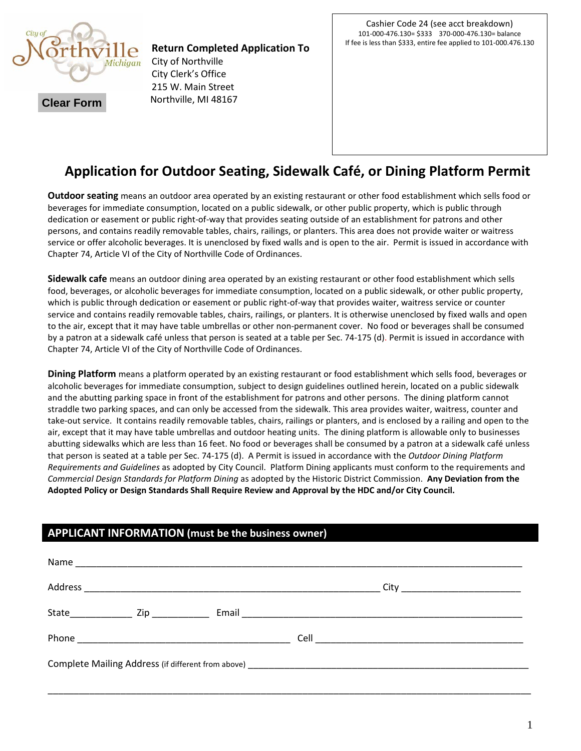Clear Form

**Return Completed Application To**
City of Northville
City Clerk's Office
215 W. Main Street
Northville, MI 48167

Cashier Code 24 (see acct breakdown)
101-000-476.130= $333 370-000-476.130= balance
If fee is less than $333, entire fee applied to 101-000.476.130

# Application for Outdoor Seating, Sidewalk Café, or Dining Platform Permit

**Outdoor seating** means an outdoor area operated by an existing restaurant or other food establishment which sells food or beverages for immediate consumption, located on a public sidewalk, or other public property, which is public through dedication or easement or public right-of-way that provides seating outside of an establishment for patrons and other persons, and contains readily removable tables, chairs, railings, or planters. This area does not provide waiter or waitress service or offer alcoholic beverages. It is unenclosed by fixed walls and is open to the air. Permit is issued in accordance with Chapter 74, Article VI of the City of Northville Code of Ordinances.

**Sidewalk cafe** means an outdoor dining area operated by an existing restaurant or other food establishment which sells food, beverages, or alcoholic beverages for immediate consumption, located on a public sidewalk, or other public property, which is public through dedication or easement or public right-of-way that provides waiter, waitress service or counter service and contains readily removable tables, chairs, railings, or planters. It is otherwise unenclosed by fixed walls and open to the air, except that it may have table umbrellas or other non-permanent cover. No food or beverages shall be consumed by a patron at a sidewalk café unless that person is seated at a table per Sec. 74-175 (d). Permit is issued in accordance with Chapter 74, Article VI of the City of Northville Code of Ordinances.

**Dining Platform** means a platform operated by an existing restaurant or food establishment which sells food, beverages or alcoholic beverages for immediate consumption, subject to design guidelines outlined herein, located on a public sidewalk and the abutting parking space in front of the establishment for patrons and other persons. The dining platform cannot straddle two parking spaces, and can only be accessed from the sidewalk. This area provides waiter, waitress, counter and take-out service. It contains readily removable tables, chairs, railings or planters, and is enclosed by a railing and open to the air, except that it may have table umbrellas and outdoor heating units. The dining platform is allowable only to businesses abutting sidewalks which are less than 16 feet. No food or beverages shall be consumed by a patron at a sidewalk café unless that person is seated at a table per Sec. 74-175 (d). A Permit is issued in accordance with the *Outdoor Dining Platform Requirements and Guidelines* as adopted by City Council. Platform Dining applicants must conform to the requirements and *Commercial Design Standards for Platform Dining* as adopted by the Historic District Commission. **Any Deviation from the Adopted Policy or Design Standards Shall Require Review and Approval by the HDC and/or City Council.**

## APPLICANT INFORMATION (must be the business owner)

Name ______________________________________________

Address ______________________________ City ________________

State__________ Zip __________ Email ______________________________

Phone ______________________ Cell ______________________

Complete Mailing Address (if different from above) ______________________________

______________________________________________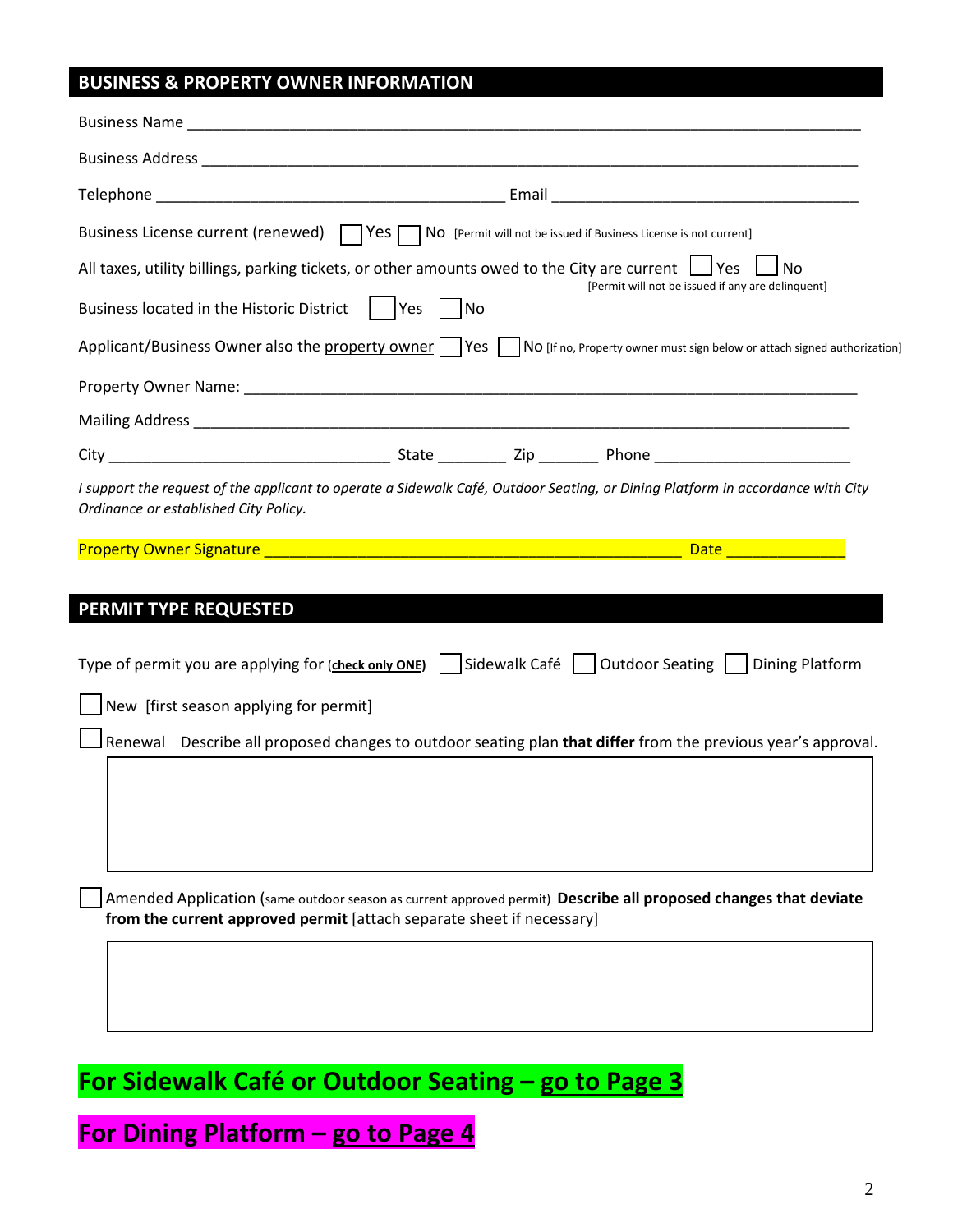## BUSINESS & PROPERTY OWNER INFORMATION

Business Name ___________________________________________________________________________

Business Address _________________________________________________________________________

Telephone ________________________________________ Email ____________________________________

Business License current (renewed) ☐ Yes ☐ No [Permit will not be issued if Business License is not current]

All taxes, utility billings, parking tickets, or other amounts owed to the City are current ☐ Yes ☐ No
[Permit will not be issued if any are delinquent]

Business located in the Historic District ☐ Yes ☐ No

Applicant/Business Owner also the property owner ☐ Yes ☐ No [If no, Property owner must sign below or attach signed authorization]

Property Owner Name: _____________________________________________________________________

Mailing Address __________________________________________________________________________

City ________________________________ State ________ Zip _______ Phone ______________________

*I support the request of the applicant to operate a Sidewalk Café, Outdoor Seating, or Dining Platform in accordance with City Ordinance or established City Policy.*

Property Owner Signature _______________________________________________ Date _____________

## PERMIT TYPE REQUESTED

Type of permit you are applying for (**check only ONE**) ☐ Sidewalk Café ☐ Outdoor Seating ☐ Dining Platform

☐ New [first season applying for permit]

☐ Renewal Describe all proposed changes to outdoor seating plan **that differ** from the previous year's approval.

☐ Amended Application (same outdoor season as current approved permit) **Describe all proposed changes that deviate from the current approved permit** [attach separate sheet if necessary]

## For Sidewalk Café or Outdoor Seating – go to Page 3

## For Dining Platform – go to Page 4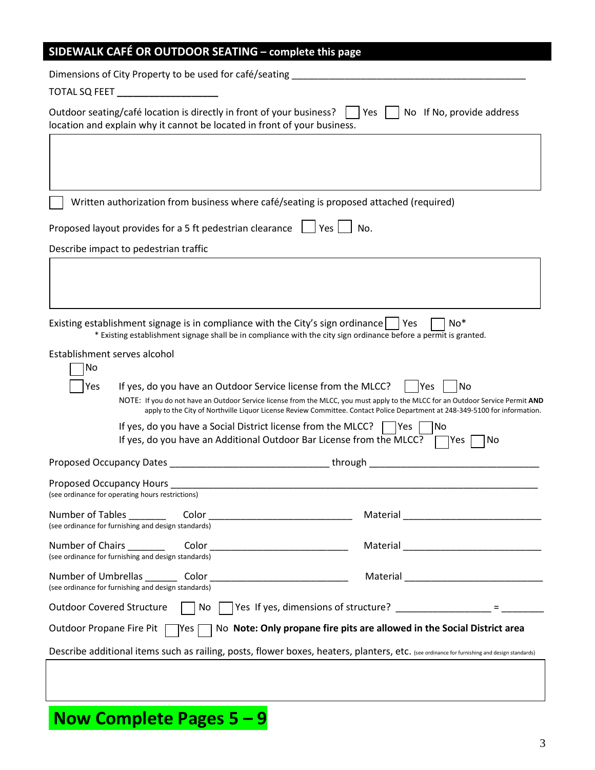## SIDEWALK CAFÉ OR OUTDOOR SEATING – complete this page

Dimensions of City Property to be used for café/seating ____________________________________________

TOTAL SQ FEET __________________

Outdoor seating/café location is directly in front of your business? ☐ Yes ☐ No If No, provide address location and explain why it cannot be located in front of your business.

| |
|---|
| |

☐ Written authorization from business where café/seating is proposed attached (required)

Proposed layout provides for a 5 ft pedestrian clearance ☐ Yes ☐ No.

Describe impact to pedestrian traffic

| |
|---|
| |

Existing establishment signage is in compliance with the City's sign ordinance ☐ Yes ☐ No*

\* Existing establishment signage shall be in compliance with the city sign ordinance before a permit is granted.

Establishment serves alcohol

☐ No

☐ Yes If yes, do you have an Outdoor Service license from the MLCC? ☐ Yes ☐ No

NOTE: If you do not have an Outdoor Service license from the MLCC, you must apply to the MLCC for an Outdoor Service Permit **AND** apply to the City of Northville Liquor License Review Committee. Contact Police Department at 248-349-5100 for information.

If yes, do you have a Social District license from the MLCC? ☐ Yes ☐ No

If yes, do you have an Additional Outdoor Bar License from the MLCC? ☐ Yes ☐ No

Proposed Occupancy Dates _____________________________ through _______________________________

Proposed Occupancy Hours ___________________________________________________________________
(see ordinance for operating hours restrictions)

Number of Tables _______ Color ___________________________ Material _________________________
(see ordinance for furnishing and design standards)

Number of Chairs _______ Color ___________________________ Material _________________________
(see ordinance for furnishing and design standards)

Number of Umbrellas ______ Color _________________________ Material _________________________
(see ordinance for furnishing and design standards)

Outdoor Covered Structure ☐ No ☐ Yes If yes, dimensions of structure? _________________ = ________

Outdoor Propane Fire Pit ☐ Yes ☐ No **Note: Only propane fire pits are allowed in the Social District area**

Describe additional items such as railing, posts, flower boxes, heaters, planters, etc. (see ordinance for furnishing and design standards)

| |
|---|
| |

# Now Complete Pages 5 – 9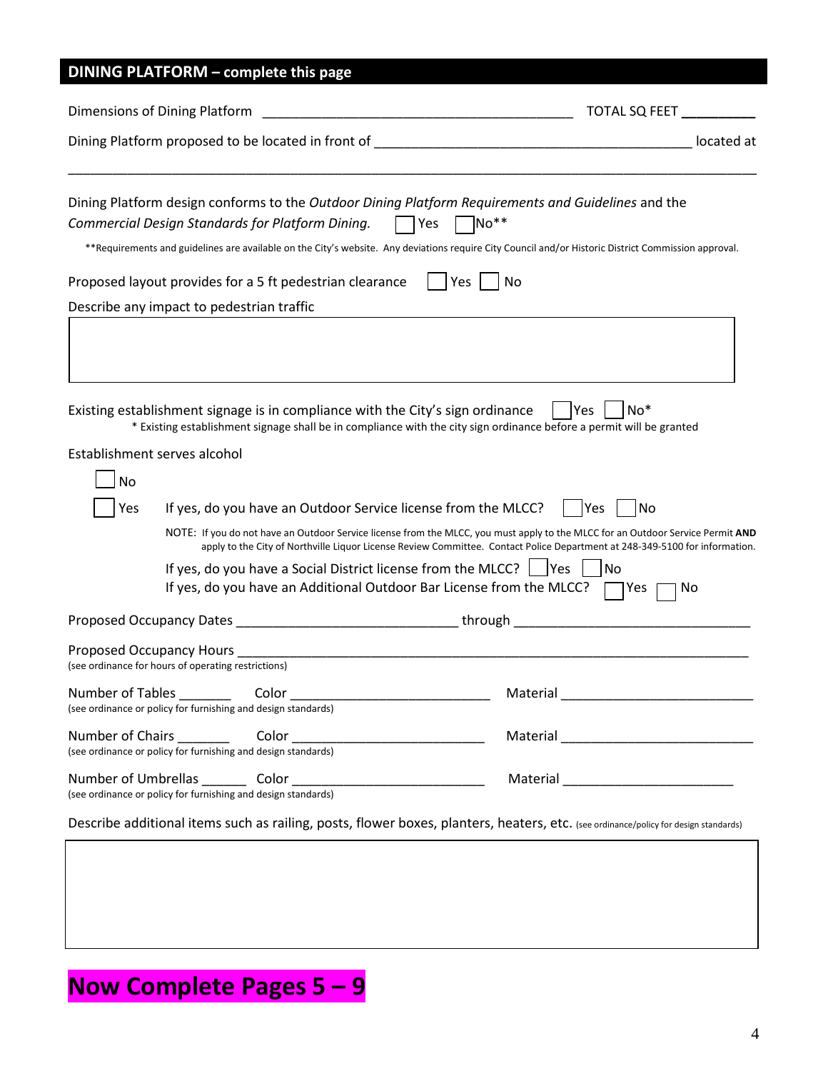## DINING PLATFORM – complete this page

Dimensions of Dining Platform ________________________________________ TOTAL SQ FEET __________

Dining Platform proposed to be located in front of ________________________________________ located at

______________________________________________________________________________________________

Dining Platform design conforms to the *Outdoor Dining Platform Requirements and Guidelines* and the *Commercial Design Standards for Platform Dining.* ☐ Yes ☐ No**

**Requirements and guidelines are available on the City's website. Any deviations require City Council and/or Historic District Commission approval.

Proposed layout provides for a 5 ft pedestrian clearance ☐ Yes ☐ No

Describe any impact to pedestrian traffic

|   |
|---|
|   |

Existing establishment signage is in compliance with the City's sign ordinance ☐ Yes ☐ No*

\* Existing establishment signage shall be in compliance with the city sign ordinance before a permit will be granted

Establishment serves alcohol

☐ No

☐ Yes If yes, do you have an Outdoor Service license from the MLCC? ☐ Yes ☐ No

NOTE: If you do not have an Outdoor Service license from the MLCC, you must apply to the MLCC for an Outdoor Service Permit **AND** apply to the City of Northville Liquor License Review Committee. Contact Police Department at 248-349-5100 for information.

If yes, do you have a Social District license from the MLCC? ☐ Yes ☐ No

If yes, do you have an Additional Outdoor Bar License from the MLCC? ☐ Yes ☐ No

Proposed Occupancy Dates ______________________________ through ______________________________

Proposed Occupancy Hours ______________________________________________________________________
(see ordinance for hours of operating restrictions)

Number of Tables _______ Color ___________________________ Material ___________________________
(see ordinance or policy for furnishing and design standards)

Number of Chairs _______ Color ___________________________ Material ___________________________
(see ordinance or policy for furnishing and design standards)

Number of Umbrellas ______ Color ___________________________ Material ________________________
(see ordinance or policy for furnishing and design standards)

Describe additional items such as railing, posts, flower boxes, planters, heaters, etc. (see ordinance/policy for design standards)

|   |
|---|
|   |

# Now Complete Pages 5 – 9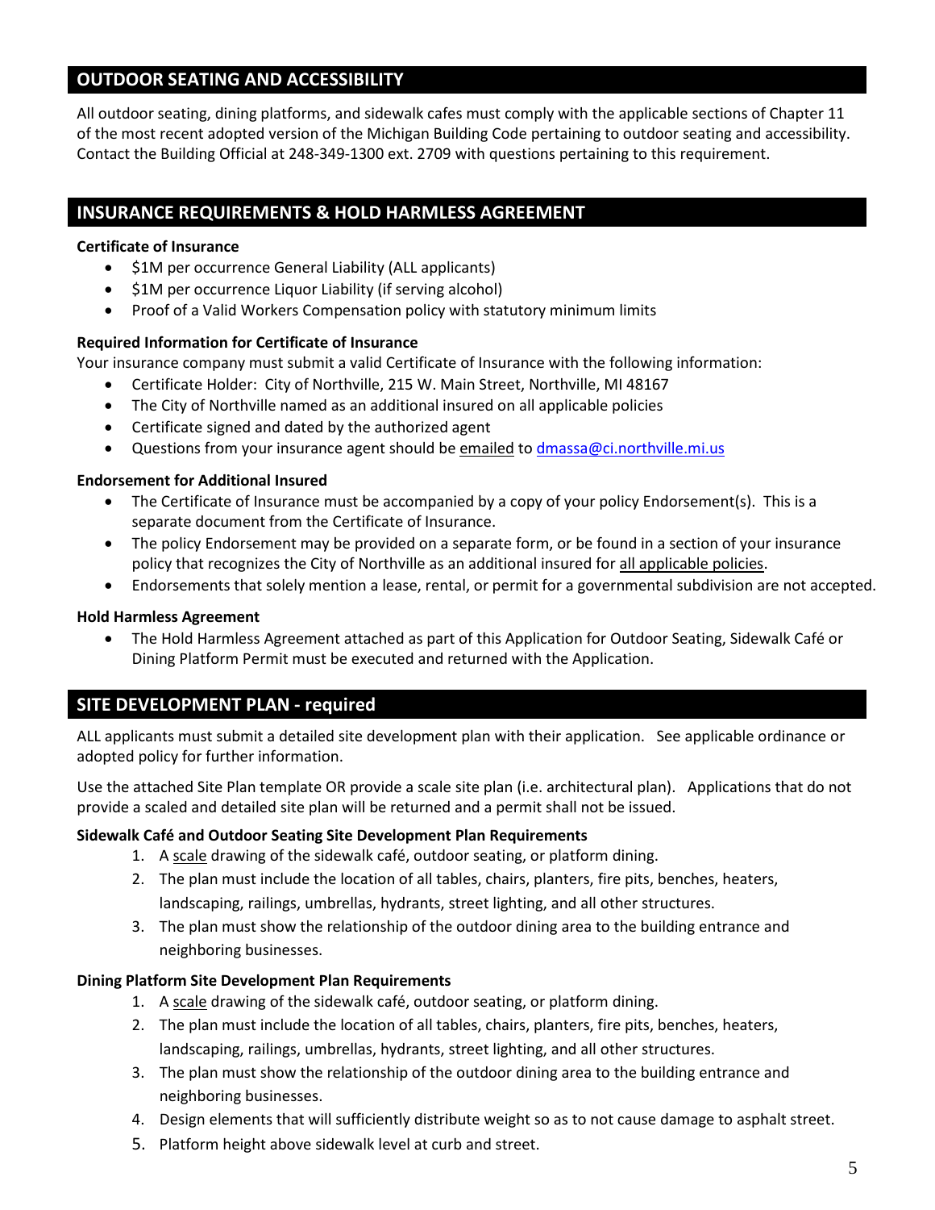## OUTDOOR SEATING AND ACCESSIBILITY

All outdoor seating, dining platforms, and sidewalk cafes must comply with the applicable sections of Chapter 11 of the most recent adopted version of the Michigan Building Code pertaining to outdoor seating and accessibility. Contact the Building Official at 248-349-1300 ext. 2709 with questions pertaining to this requirement.

## INSURANCE REQUIREMENTS & HOLD HARMLESS AGREEMENT

**Certificate of Insurance**

- $1M per occurrence General Liability (ALL applicants)
- $1M per occurrence Liquor Liability (if serving alcohol)
- Proof of a Valid Workers Compensation policy with statutory minimum limits

**Required Information for Certificate of Insurance**

Your insurance company must submit a valid Certificate of Insurance with the following information:

- Certificate Holder: City of Northville, 215 W. Main Street, Northville, MI 48167
- The City of Northville named as an additional insured on all applicable policies
- Certificate signed and dated by the authorized agent
- Questions from your insurance agent should be emailed to dmassa@ci.northville.mi.us

**Endorsement for Additional Insured**

- The Certificate of Insurance must be accompanied by a copy of your policy Endorsement(s). This is a separate document from the Certificate of Insurance.
- The policy Endorsement may be provided on a separate form, or be found in a section of your insurance policy that recognizes the City of Northville as an additional insured for all applicable policies.
- Endorsements that solely mention a lease, rental, or permit for a governmental subdivision are not accepted.

**Hold Harmless Agreement**

- The Hold Harmless Agreement attached as part of this Application for Outdoor Seating, Sidewalk Café or Dining Platform Permit must be executed and returned with the Application.

## SITE DEVELOPMENT PLAN - required

ALL applicants must submit a detailed site development plan with their application. See applicable ordinance or adopted policy for further information.

Use the attached Site Plan template OR provide a scale site plan (i.e. architectural plan). Applications that do not provide a scaled and detailed site plan will be returned and a permit shall not be issued.

**Sidewalk Café and Outdoor Seating Site Development Plan Requirements**

1. A scale drawing of the sidewalk café, outdoor seating, or platform dining.
2. The plan must include the location of all tables, chairs, planters, fire pits, benches, heaters, landscaping, railings, umbrellas, hydrants, street lighting, and all other structures.
3. The plan must show the relationship of the outdoor dining area to the building entrance and neighboring businesses.

**Dining Platform Site Development Plan Requirements**

1. A scale drawing of the sidewalk café, outdoor seating, or platform dining.
2. The plan must include the location of all tables, chairs, planters, fire pits, benches, heaters, landscaping, railings, umbrellas, hydrants, street lighting, and all other structures.
3. The plan must show the relationship of the outdoor dining area to the building entrance and neighboring businesses.
4. Design elements that will sufficiently distribute weight so as to not cause damage to asphalt street.
5. Platform height above sidewalk level at curb and street.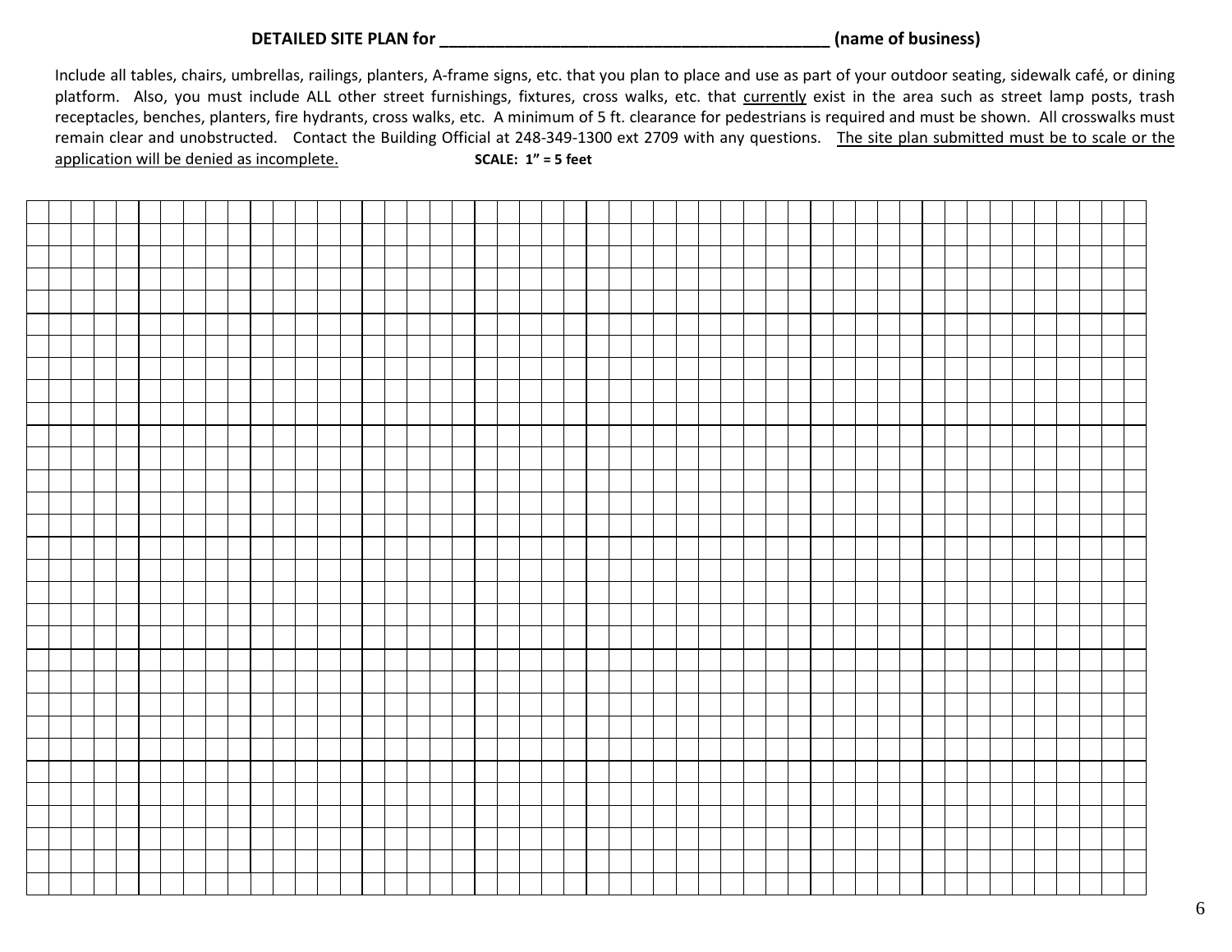**DETAILED SITE PLAN for ____________________________________________ (name of business)**

Include all tables, chairs, umbrellas, railings, planters, A-frame signs, etc. that you plan to place and use as part of your outdoor seating, sidewalk café, or dining platform. Also, you must include ALL other street furnishings, fixtures, cross walks, etc. that currently exist in the area such as street lamp posts, trash receptacles, benches, planters, fire hydrants, cross walks, etc. A minimum of 5 ft. clearance for pedestrians is required and must be shown. All crosswalks must remain clear and unobstructed. Contact the Building Official at 248-349-1300 ext 2709 with any questions. The site plan submitted must be to scale or the application will be denied as incomplete. **SCALE: 1" = 5 feet**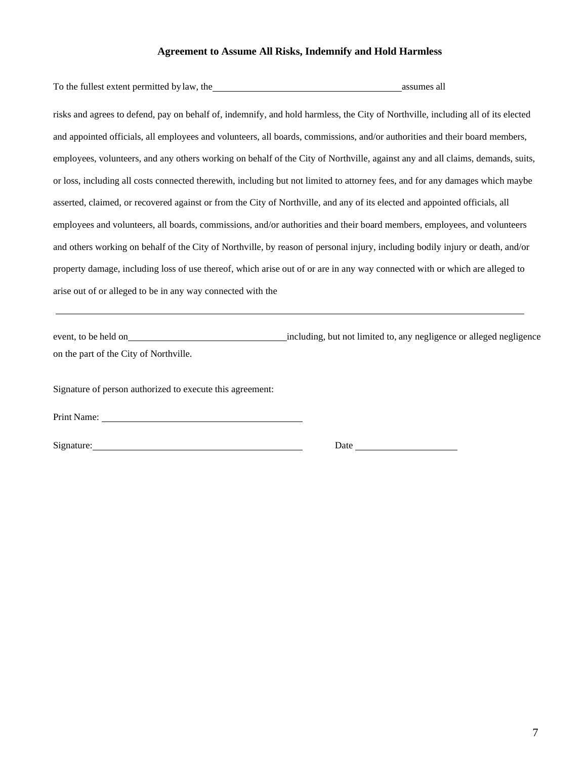## Agreement to Assume All Risks, Indemnify and Hold Harmless

To the fullest extent permitted by law, the ______________________________________ assumes all

risks and agrees to defend, pay on behalf of, indemnify, and hold harmless, the City of Northville, including all of its elected and appointed officials, all employees and volunteers, all boards, commissions, and/or authorities and their board members, employees, volunteers, and any others working on behalf of the City of Northville, against any and all claims, demands, suits, or loss, including all costs connected therewith, including but not limited to attorney fees, and for any damages which maybe asserted, claimed, or recovered against or from the City of Northville, and any of its elected and appointed officials, all employees and volunteers, all boards, commissions, and/or authorities and their board members, employees, and volunteers and others working on behalf of the City of Northville, by reason of personal injury, including bodily injury or death, and/or property damage, including loss of use thereof, which arise out of or are in any way connected with or which are alleged to arise out of or alleged to be in any way connected with the

______________________________________________________________________________________________

event, to be held on _________________________________ including, but not limited to, any negligence or alleged negligence on the part of the City of Northville.

Signature of person authorized to execute this agreement:

Print Name: ___________________________________________

Signature: ____________________________________________ Date ____________________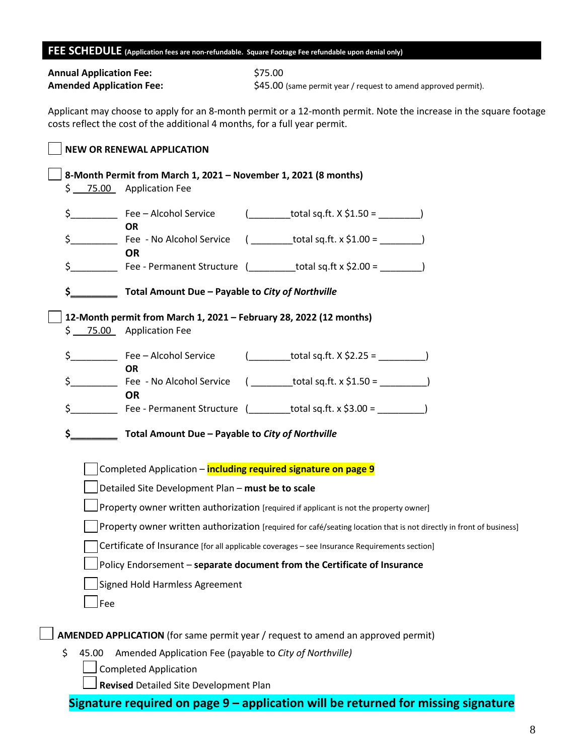## FEE SCHEDULE (Application fees are non-refundable. Square Footage Fee refundable upon denial only)

**Annual Application Fee:** $75.00
**Amended Application Fee:** $45.00 (same permit year / request to amend approved permit).

Applicant may choose to apply for an 8-month permit or a 12-month permit. Note the increase in the square footage costs reflect the cost of the additional 4 months, for a full year permit.

☐ **NEW OR RENEWAL APPLICATION**

☐ **8-Month Permit from March 1, 2021 – November 1, 2021 (8 months)**

$ 75.00 Application Fee

$_________ Fee – Alcohol Service (________total sq.ft. X $1.50 = ________)
**OR**
$_________ Fee - No Alcohol Service ( ________total sq.ft. x $1.00 = ________)
**OR**
$_________ Fee - Permanent Structure (_________total sq.ft x $2.00 = ________)

**$_________ Total Amount Due – Payable to *City of Northville***

☐ **12-Month permit from March 1, 2021 – February 28, 2022 (12 months)**

$ 75.00 Application Fee

$_________ Fee – Alcohol Service (________total sq.ft. X $2.25 = _________)
**OR**
$_________ Fee - No Alcohol Service ( ________total sq.ft. x $1.50 = _________)
**OR**
$_________ Fee - Permanent Structure (________total sq.ft. x $3.00 = _________)

**$_________ Total Amount Due – Payable to *City of Northville***

- ☐ Completed Application – **including required signature on page 9**
- ☐ Detailed Site Development Plan – **must be to scale**
- ☐ Property owner written authorization [required if applicant is not the property owner]
- ☐ Property owner written authorization [required for café/seating location that is not directly in front of business]
- ☐ Certificate of Insurance [for all applicable coverages – see Insurance Requirements section]
- ☐ Policy Endorsement – **separate document from the Certificate of Insurance**
- ☐ Signed Hold Harmless Agreement
- ☐ Fee

☐ **AMENDED APPLICATION** (for same permit year / request to amend an approved permit)

$ 45.00 Amended Application Fee (payable to *City of Northville)*

- ☐ Completed Application
- ☐ **Revised** Detailed Site Development Plan

**Signature required on page 9 – application will be returned for missing signature**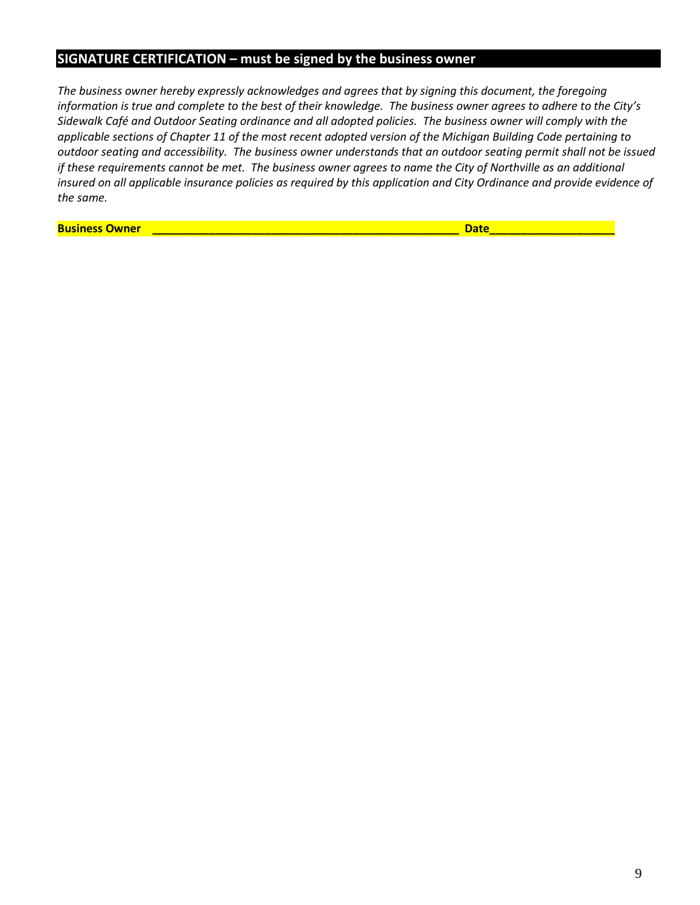## SIGNATURE CERTIFICATION – must be signed by the business owner

*The business owner hereby expressly acknowledges and agrees that by signing this document, the foregoing information is true and complete to the best of their knowledge. The business owner agrees to adhere to the City's Sidewalk Café and Outdoor Seating ordinance and all adopted policies. The business owner will comply with the applicable sections of Chapter 11 of the most recent adopted version of the Michigan Building Code pertaining to outdoor seating and accessibility. The business owner understands that an outdoor seating permit shall not be issued if these requirements cannot be met. The business owner agrees to name the City of Northville as an additional insured on all applicable insurance policies as required by this application and City Ordinance and provide evidence of the same.*

**Business Owner** _______________________________________________ **Date**___________________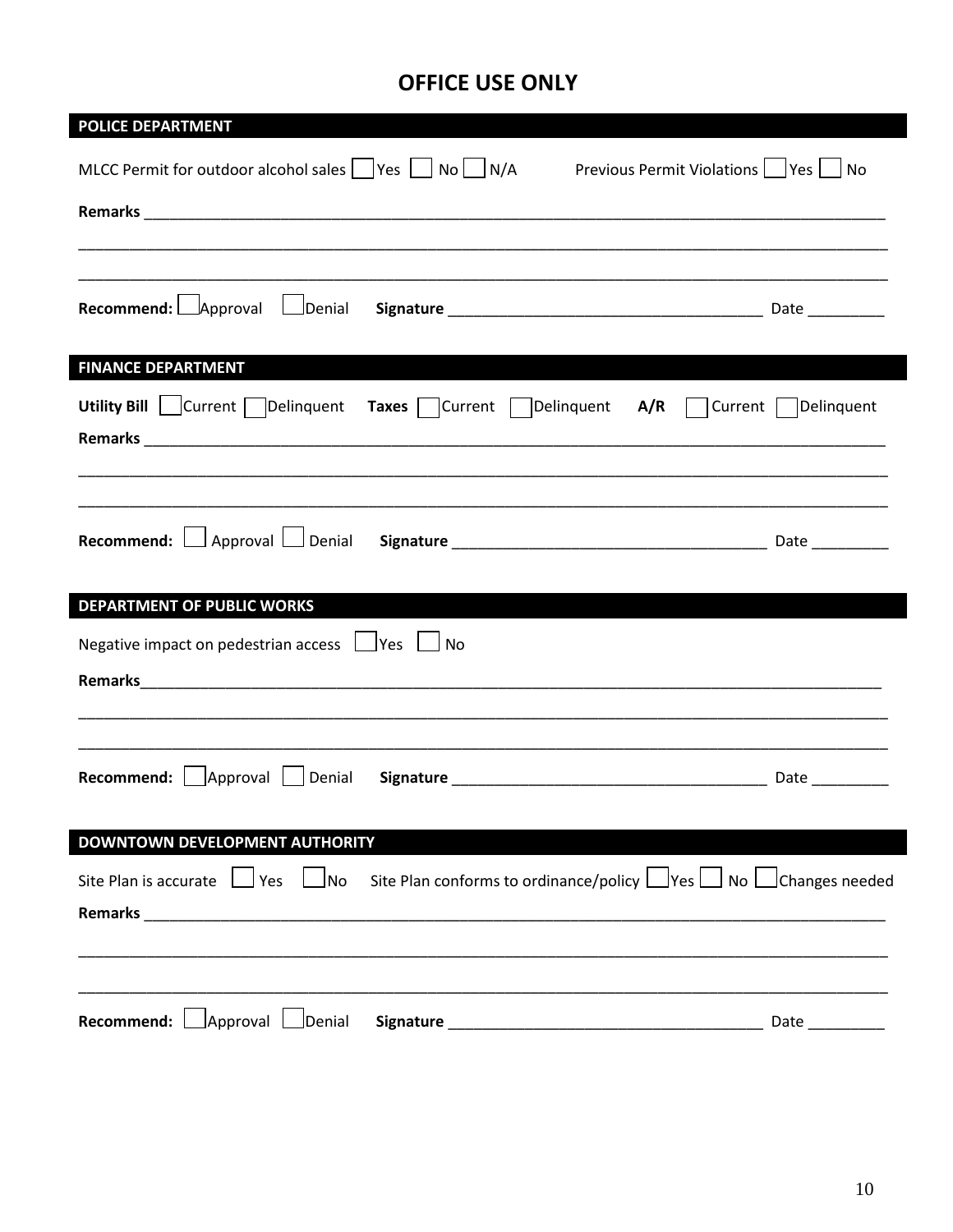# OFFICE USE ONLY

## POLICE DEPARTMENT

MLCC Permit for outdoor alcohol sales ☐ Yes ☐ No ☐ N/A    Previous Permit Violations ☐ Yes ☐ No

**Remarks** ______________________________________________________________________________

______________________________________________________________________________________

______________________________________________________________________________________

**Recommend:** ☐ Approval ☐ Denial    **Signature** ________________________________ Date _________

## FINANCE DEPARTMENT

**Utility Bill** ☐ Current ☐ Delinquent    **Taxes** ☐ Current ☐ Delinquent    **A/R** ☐ Current ☐ Delinquent

**Remarks** ______________________________________________________________________________

______________________________________________________________________________________

______________________________________________________________________________________

**Recommend:** ☐ Approval ☐ Denial    **Signature** ________________________________ Date _________

## DEPARTMENT OF PUBLIC WORKS

Negative impact on pedestrian access ☐ Yes ☐ No

**Remarks** ______________________________________________________________________________

______________________________________________________________________________________

______________________________________________________________________________________

**Recommend:** ☐ Approval ☐ Denial    **Signature** ________________________________ Date _________

## DOWNTOWN DEVELOPMENT AUTHORITY

Site Plan is accurate ☐ Yes ☐ No    Site Plan conforms to ordinance/policy ☐ Yes ☐ No ☐ Changes needed

**Remarks** ______________________________________________________________________________

______________________________________________________________________________________

______________________________________________________________________________________

**Recommend:** ☐ Approval ☐ Denial    **Signature** ________________________________ Date _________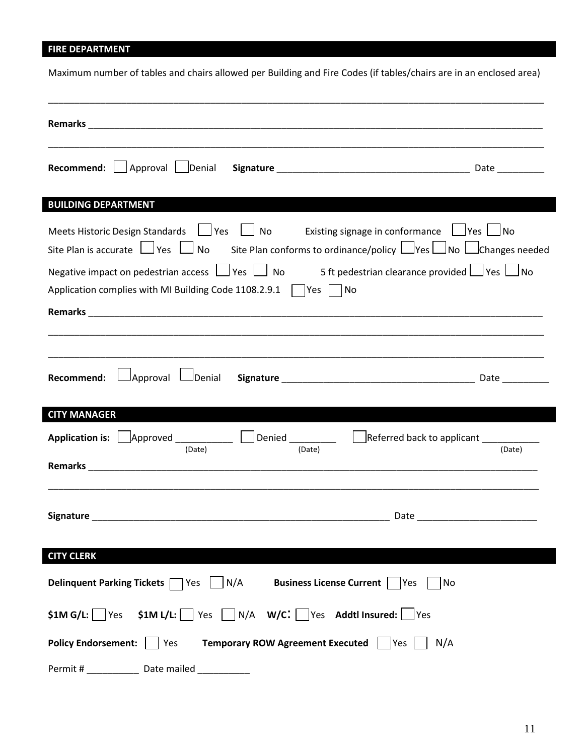## FIRE DEPARTMENT

Maximum number of tables and chairs allowed per Building and Fire Codes (if tables/chairs are in an enclosed area)

\_\_\_\_\_\_\_\_\_\_\_\_\_\_\_\_\_\_\_\_\_\_\_\_\_\_\_\_\_\_\_\_\_\_\_\_\_\_\_\_\_\_\_\_\_\_\_\_\_\_\_\_\_\_\_\_\_\_\_\_\_\_\_\_\_\_\_\_\_\_\_\_\_\_\_\_\_\_

**Remarks** \_\_\_\_\_\_\_\_\_\_\_\_\_\_\_\_\_\_\_\_\_\_\_\_\_\_\_\_\_\_\_\_\_\_\_\_\_\_\_\_\_\_\_\_\_\_\_\_\_\_\_\_\_\_\_\_\_\_\_\_\_\_\_\_\_\_\_\_\_\_

\_\_\_\_\_\_\_\_\_\_\_\_\_\_\_\_\_\_\_\_\_\_\_\_\_\_\_\_\_\_\_\_\_\_\_\_\_\_\_\_\_\_\_\_\_\_\_\_\_\_\_\_\_\_\_\_\_\_\_\_\_\_\_\_\_\_\_\_\_\_\_\_\_\_\_\_\_\_

**Recommend:** ☐ Approval ☐ Denial **Signature** \_\_\_\_\_\_\_\_\_\_\_\_\_\_\_\_\_\_\_\_\_\_\_\_\_\_\_\_\_\_ Date \_\_\_\_\_\_\_\_\_

## BUILDING DEPARTMENT

Meets Historic Design Standards ☐ Yes ☐ No    Existing signage in conformance ☐ Yes ☐ No

Site Plan is accurate ☐ Yes ☐ No    Site Plan conforms to ordinance/policy ☐ Yes ☐ No ☐ Changes needed

Negative impact on pedestrian access ☐ Yes ☐ No    5 ft pedestrian clearance provided ☐ Yes ☐ No

Application complies with MI Building Code 1108.2.9.1 ☐ Yes ☐ No

**Remarks** \_\_\_\_\_\_\_\_\_\_\_\_\_\_\_\_\_\_\_\_\_\_\_\_\_\_\_\_\_\_\_\_\_\_\_\_\_\_\_\_\_\_\_\_\_\_\_\_\_\_\_\_\_\_\_\_\_\_\_\_\_\_\_\_\_\_\_\_\_\_

\_\_\_\_\_\_\_\_\_\_\_\_\_\_\_\_\_\_\_\_\_\_\_\_\_\_\_\_\_\_\_\_\_\_\_\_\_\_\_\_\_\_\_\_\_\_\_\_\_\_\_\_\_\_\_\_\_\_\_\_\_\_\_\_\_\_\_\_\_\_\_\_\_\_\_\_\_\_

\_\_\_\_\_\_\_\_\_\_\_\_\_\_\_\_\_\_\_\_\_\_\_\_\_\_\_\_\_\_\_\_\_\_\_\_\_\_\_\_\_\_\_\_\_\_\_\_\_\_\_\_\_\_\_\_\_\_\_\_\_\_\_\_\_\_\_\_\_\_\_\_\_\_\_\_\_\_

**Recommend:** ☐ Approval ☐ Denial **Signature** \_\_\_\_\_\_\_\_\_\_\_\_\_\_\_\_\_\_\_\_\_\_\_\_\_\_\_\_\_\_ Date \_\_\_\_\_\_\_\_\_

## CITY MANAGER

**Application is:** ☐ Approved \_\_\_\_\_\_\_\_\_\_ (Date)  ☐ Denied \_\_\_\_\_\_\_\_ (Date)  ☐ Referred back to applicant \_\_\_\_\_\_\_\_\_\_ (Date)

**Remarks** \_\_\_\_\_\_\_\_\_\_\_\_\_\_\_\_\_\_\_\_\_\_\_\_\_\_\_\_\_\_\_\_\_\_\_\_\_\_\_\_\_\_\_\_\_\_\_\_\_\_\_\_\_\_\_\_\_\_\_\_\_\_\_\_\_\_\_\_\_\_

\_\_\_\_\_\_\_\_\_\_\_\_\_\_\_\_\_\_\_\_\_\_\_\_\_\_\_\_\_\_\_\_\_\_\_\_\_\_\_\_\_\_\_\_\_\_\_\_\_\_\_\_\_\_\_\_\_\_\_\_\_\_\_\_\_\_\_\_\_\_\_\_\_\_\_\_\_\_

**Signature** \_\_\_\_\_\_\_\_\_\_\_\_\_\_\_\_\_\_\_\_\_\_\_\_\_\_\_\_\_\_\_\_\_\_\_\_\_\_\_\_\_\_\_\_\_\_ Date \_\_\_\_\_\_\_\_\_\_\_\_\_\_\_\_\_\_\_\_

## CITY CLERK

**Delinquent Parking Tickets** ☐ Yes ☐ N/A    **Business License Current** ☐ Yes ☐ No

**$1M G/L:** ☐ Yes  **$1M L/L:** ☐ Yes ☐ N/A  **W/C:** ☐ Yes  **Addtl Insured:** ☐ Yes

**Policy Endorsement:** ☐ Yes    **Temporary ROW Agreement Executed** ☐ Yes ☐ N/A

Permit # \_\_\_\_\_\_\_\_\_\_ Date mailed \_\_\_\_\_\_\_\_\_\_